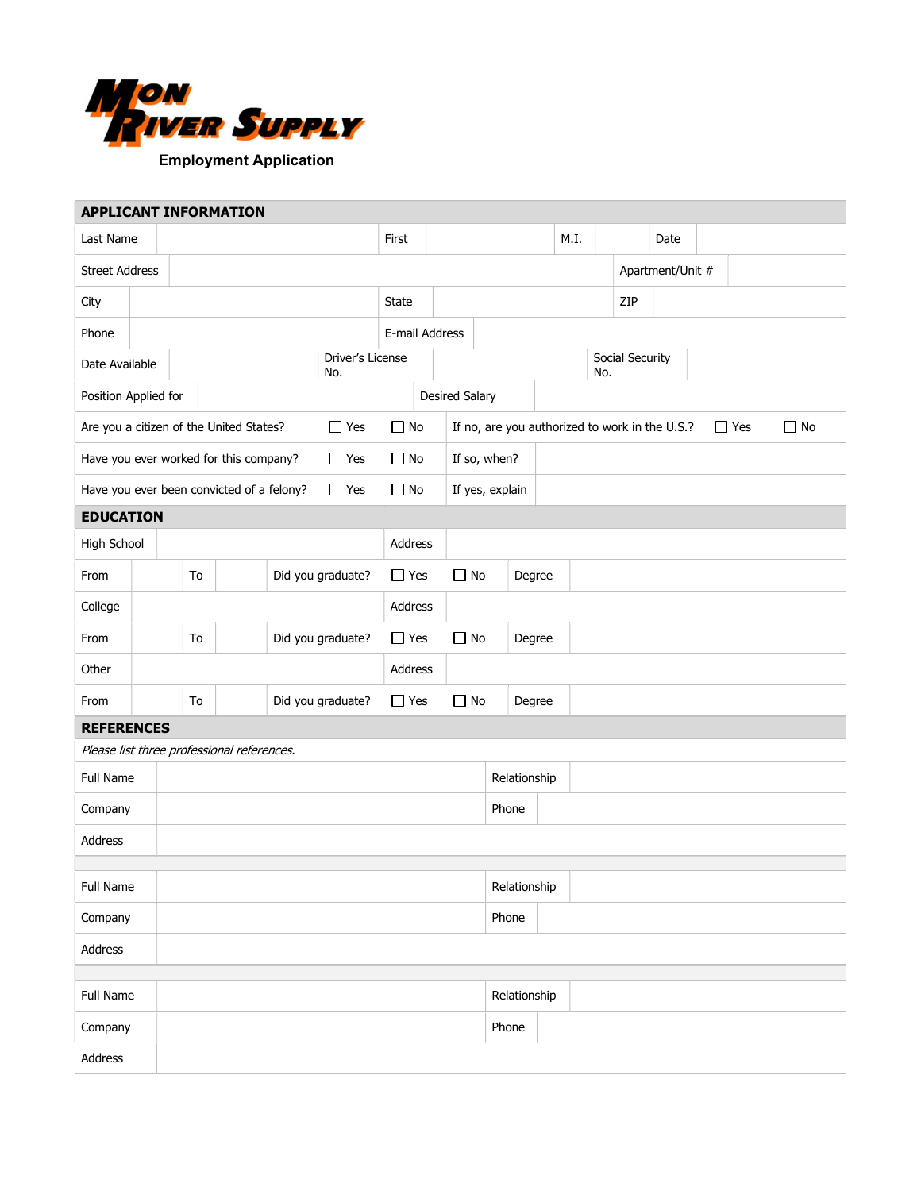# Mon River Supply

**Employment Application**

## APPLICANT INFORMATION

| | | | | | | | |
|---|---|---|---|---|---|---|---|
| Last Name | | First | | M.I. | | Date | |
| Street Address | | | | Apartment/Unit # | | | |
| City | | State | | ZIP | | | |
| Phone | | E-mail Address | | | | | |
| Date Available | | Driver's License No. | | Social Security No. | | | |
| Position Applied for | | Desired Salary | | | | | |
| Are you a citizen of the United States? | ☐ Yes | ☐ No | If no, are you authorized to work in the U.S.? | ☐ Yes | ☐ No | | |
| Have you ever worked for this company? | ☐ Yes | ☐ No | If so, when? | | | | |
| Have you ever been convicted of a felony? | ☐ Yes | ☐ No | If yes, explain | | | | |

## EDUCATION

| | | | | | | | |
|---|---|---|---|---|---|---|---|
| High School | | Address | | | | | |
| From | | To | | Did you graduate? | ☐ Yes | ☐ No | Degree |
| College | | Address | | | | | |
| From | | To | | Did you graduate? | ☐ Yes | ☐ No | Degree |
| Other | | Address | | | | | |
| From | | To | | Did you graduate? | ☐ Yes | ☐ No | Degree |

## REFERENCES

*Please list three professional references.*

| | | | |
|---|---|---|---|
| Full Name | | Relationship | |
| Company | | Phone | |
| Address | | | |
| | | | |
| Full Name | | Relationship | |
| Company | | Phone | |
| Address | | | |
| | | | |
| Full Name | | Relationship | |
| Company | | Phone | |
| Address | | | |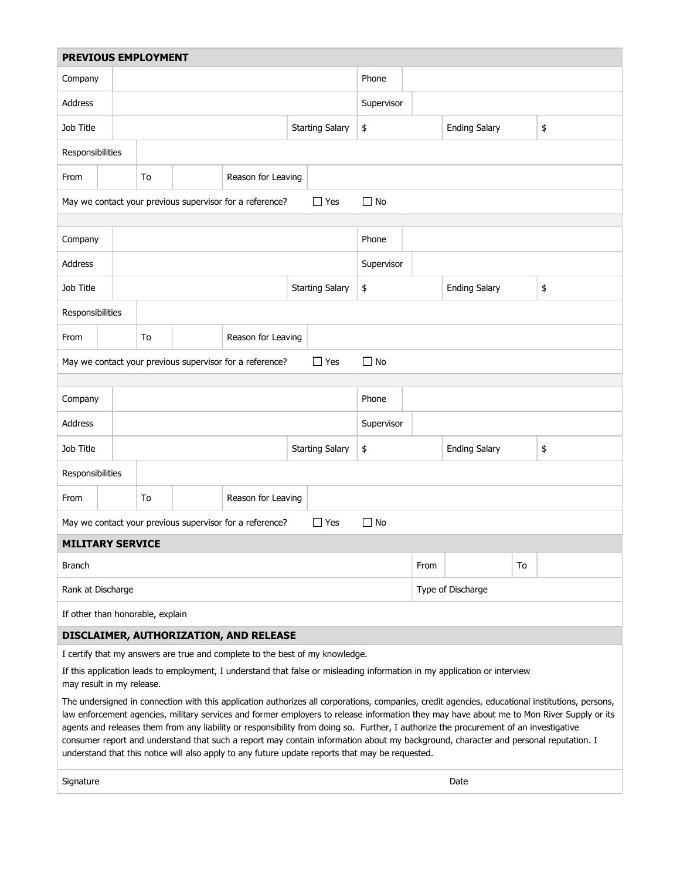## PREVIOUS EMPLOYMENT

| | | | | | | | |
|---|---|---|---|---|---|---|---|
| Company | | | | Phone | | | |
| Address | | | | Supervisor | | | |
| Job Title | | Starting Salary | $ | Ending Salary | $ | | |
| Responsibilities | | | | | | | |
| From | | To | | Reason for Leaving | | | |

May we contact your previous supervisor for a reference? ☐ Yes ☐ No

| | | | | | | | |
|---|---|---|---|---|---|---|---|
| Company | | | | Phone | | | |
| Address | | | | Supervisor | | | |
| Job Title | | Starting Salary | $ | Ending Salary | $ | | |
| Responsibilities | | | | | | | |
| From | | To | | Reason for Leaving | | | |

May we contact your previous supervisor for a reference? ☐ Yes ☐ No

| | | | | | | | |
|---|---|---|---|---|---|---|---|
| Company | | | | Phone | | | |
| Address | | | | Supervisor | | | |
| Job Title | | Starting Salary | $ | Ending Salary | $ | | |
| Responsibilities | | | | | | | |
| From | | To | | Reason for Leaving | | | |

May we contact your previous supervisor for a reference? ☐ Yes ☐ No

## MILITARY SERVICE

| | | | | |
|---|---|---|---|---|
| Branch | From | | To | |
| Rank at Discharge | Type of Discharge | | | |

If other than honorable, explain

## DISCLAIMER, AUTHORIZATION, AND RELEASE

I certify that my answers are true and complete to the best of my knowledge.

If this application leads to employment, I understand that false or misleading information in my application or interview may result in my release.

The undersigned in connection with this application authorizes all corporations, companies, credit agencies, educational institutions, persons, law enforcement agencies, military services and former employers to release information they may have about me to Mon River Supply or its agents and releases them from any liability or responsibility from doing so. Further, I authorize the procurement of an investigative consumer report and understand that such a report may contain information about my background, character and personal reputation. I understand that this notice will also apply to any future update reports that may be requested.

| | |
|---|---|
| Signature | Date |